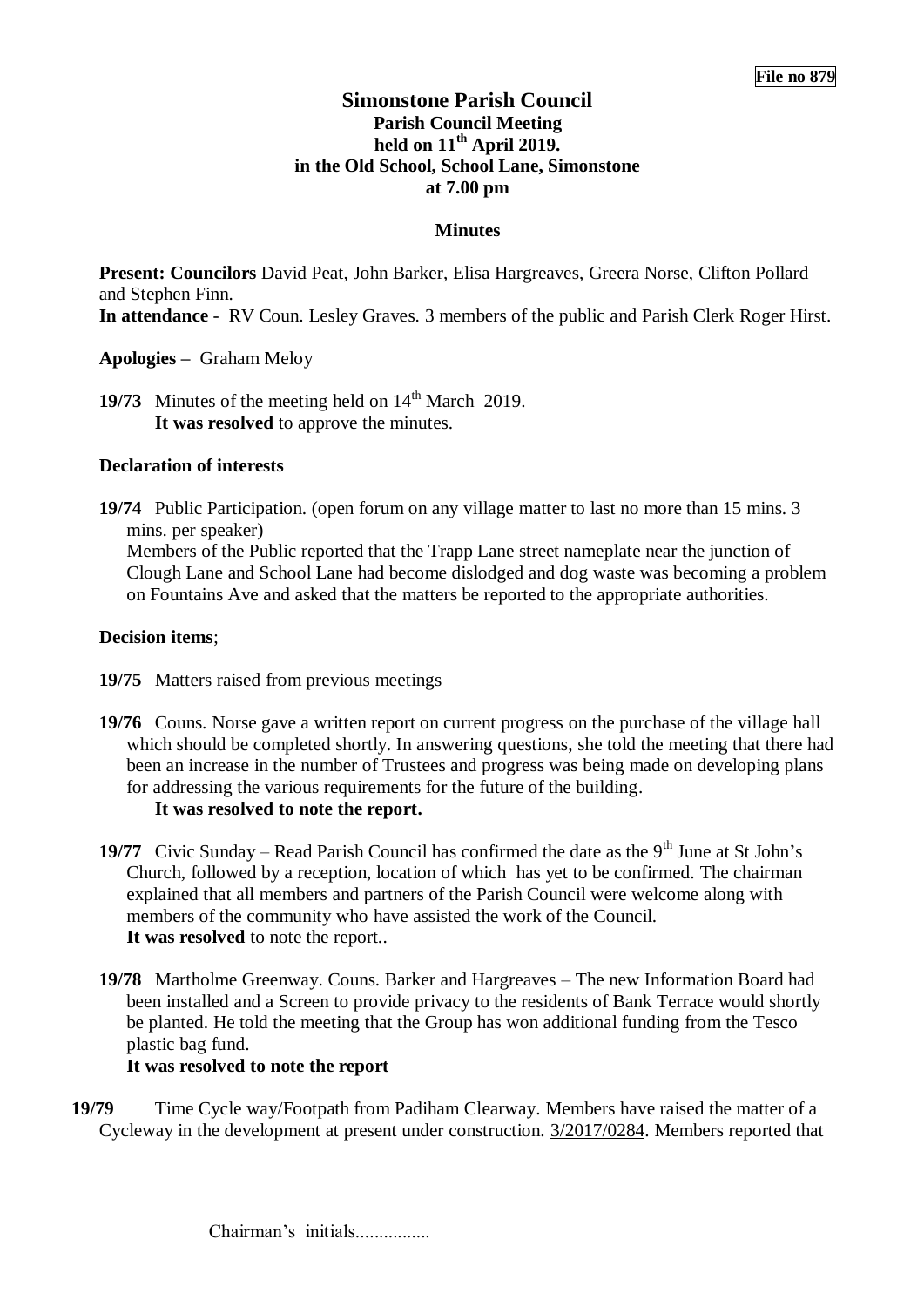**File no 879**

# Simonstone Parish Council

## Parish Council Meeting held on 11th April 2019. in the Old School, School Lane, Simonstone at 7.00 pm

### Minutes

**Present: Councilors** David Peat, John Barker, Elisa Hargreaves, Greera Norse, Clifton Pollard and Stephen Finn.
**In attendance** - RV Coun. Lesley Graves. 3 members of the public and Parish Clerk Roger Hirst.

**Apologies –** Graham Meloy

**19/73** Minutes of the meeting held on 14th March 2019.
**It was resolved** to approve the minutes.

**Declaration of interests**

**19/74** Public Participation. (open forum on any village matter to last no more than 15 mins. 3 mins. per speaker)
Members of the Public reported that the Trapp Lane street nameplate near the junction of Clough Lane and School Lane had become dislodged and dog waste was becoming a problem on Fountains Ave and asked that the matters be reported to the appropriate authorities.

**Decision items**;

**19/75** Matters raised from previous meetings

**19/76** Couns. Norse gave a written report on current progress on the purchase of the village hall which should be completed shortly. In answering questions, she told the meeting that there had been an increase in the number of Trustees and progress was being made on developing plans for addressing the various requirements for the future of the building.
**It was resolved to note the report.**

**19/77** Civic Sunday – Read Parish Council has confirmed the date as the 9th June at St John's Church, followed by a reception, location of which has yet to be confirmed. The chairman explained that all members and partners of the Parish Council were welcome along with members of the community who have assisted the work of the Council.
**It was resolved** to note the report..

**19/78** Martholme Greenway. Couns. Barker and Hargreaves – The new Information Board had been installed and a Screen to provide privacy to the residents of Bank Terrace would shortly be planted. He told the meeting that the Group has won additional funding from the Tesco plastic bag fund.
**It was resolved to note the report**

**19/79** Time Cycle way/Footpath from Padiham Clearway. Members have raised the matter of a Cycleway in the development at present under construction. 3/2017/0284. Members reported that

Chairman's initials................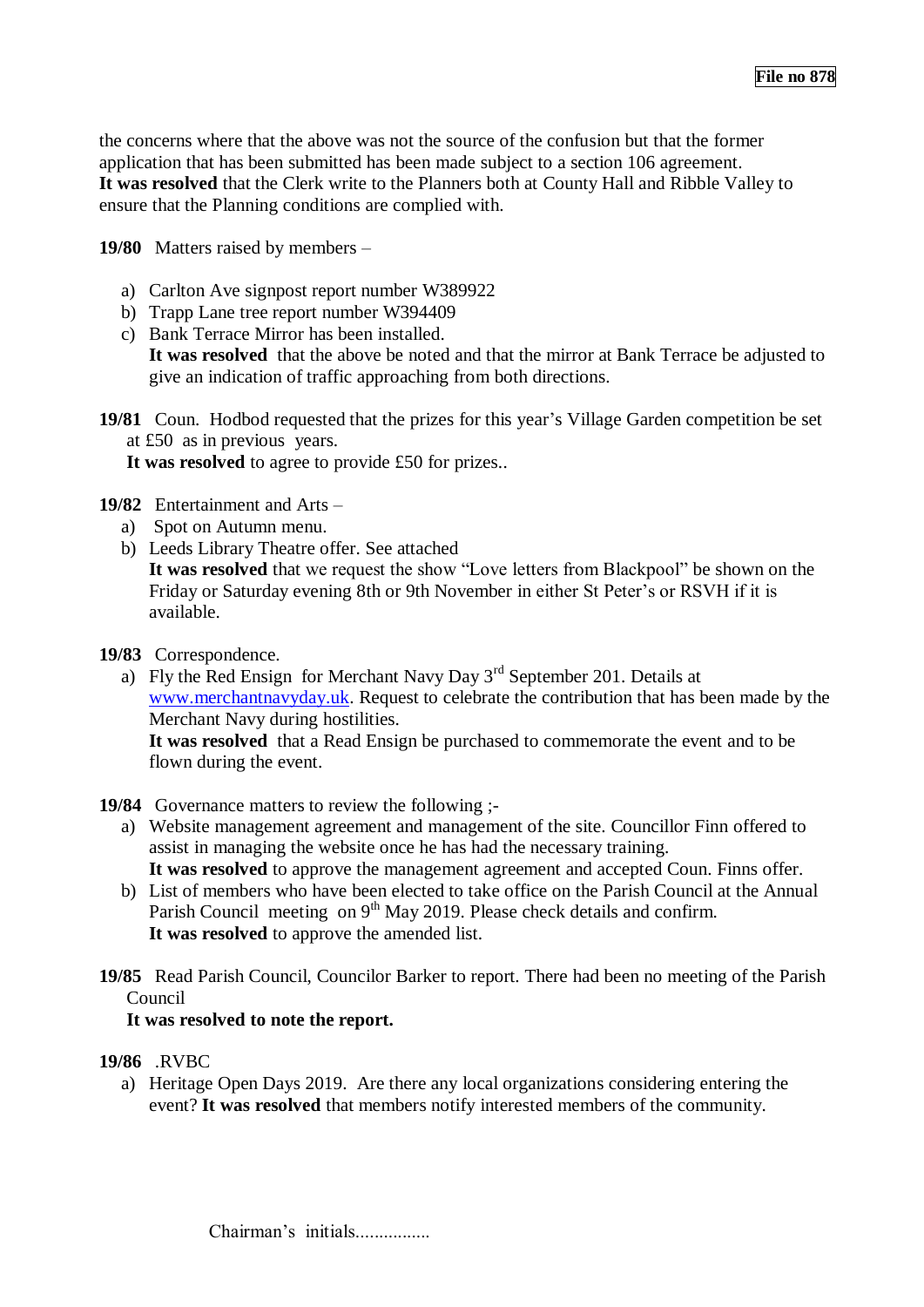the concerns where that the above was not the source of the confusion but that the former application that has been submitted has been made subject to a section 106 agreement.
**It was resolved** that the Clerk write to the Planners both at County Hall and Ribble Valley to ensure that the Planning conditions are complied with.

**19/80** Matters raised by members –

a) Carlton Ave signpost report number W389922
b) Trapp Lane tree report number W394409
c) Bank Terrace Mirror has been installed.
**It was resolved** that the above be noted and that the mirror at Bank Terrace be adjusted to give an indication of traffic approaching from both directions.

**19/81** Coun. Hodbod requested that the prizes for this year's Village Garden competition be set at £50 as in previous years.
**It was resolved** to agree to provide £50 for prizes..

**19/82** Entertainment and Arts –

a) Spot on Autumn menu.
b) Leeds Library Theatre offer. See attached
**It was resolved** that we request the show "Love letters from Blackpool" be shown on the Friday or Saturday evening 8th or 9th November in either St Peter's or RSVH if it is available.

**19/83** Correspondence.

a) Fly the Red Ensign for Merchant Navy Day 3rd September 201. Details at www.merchantnavyday.uk. Request to celebrate the contribution that has been made by the Merchant Navy during hostilities.
**It was resolved** that a Read Ensign be purchased to commemorate the event and to be flown during the event.

**19/84** Governance matters to review the following ;-

a) Website management agreement and management of the site. Councillor Finn offered to assist in managing the website once he has had the necessary training.
**It was resolved** to approve the management agreement and accepted Coun. Finns offer.
b) List of members who have been elected to take office on the Parish Council at the Annual Parish Council meeting on 9th May 2019. Please check details and confirm.
**It was resolved** to approve the amended list.

**19/85** Read Parish Council, Councilor Barker to report. There had been no meeting of the Parish Council
**It was resolved to note the report.**

**19/86** .RVBC

a) Heritage Open Days 2019. Are there any local organizations considering entering the event? **It was resolved** that members notify interested members of the community.

Chairman's initials................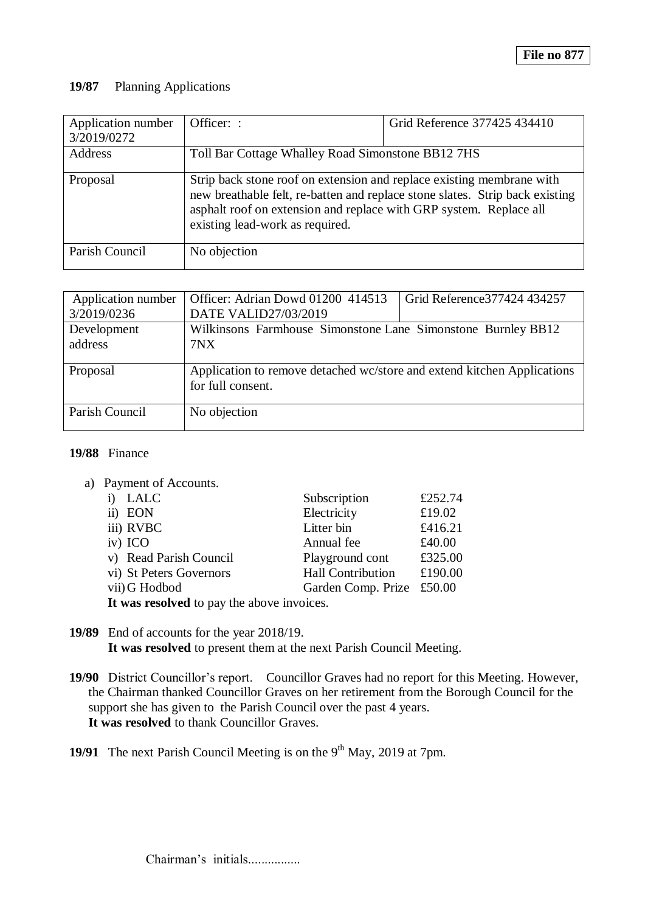**File no 877**

**19/87** Planning Applications

| Application number 3/2019/0272 | Officer: : | Grid Reference 377425 434410 |
|---|---|---|
| Address | Toll Bar Cottage Whalley Road Simonstone BB12 7HS | |
| Proposal | Strip back stone roof on extension and replace existing membrane with new breathable felt, re-batten and replace stone slates. Strip back existing asphalt roof on extension and replace with GRP system. Replace all existing lead-work as required. | |
| Parish Council | No objection | |

| Application number 3/2019/0236 | Officer: Adrian Dowd 01200 414513 DATE VALID27/03/2019 | Grid Reference377424 434257 |
|---|---|---|
| Development address | Wilkinsons Farmhouse Simonstone Lane Simonstone Burnley BB12 7NX | |
| Proposal | Application to remove detached wc/store and extend kitchen Applications for full consent. | |
| Parish Council | No objection | |

**19/88** Finance

a) Payment of Accounts.

| | | |
|---|---|---|
| i) LALC | Subscription | £252.74 |
| ii) EON | Electricity | £19.02 |
| iii) RVBC | Litter bin | £416.21 |
| iv) ICO | Annual fee | £40.00 |
| v) Read Parish Council | Playground cont | £325.00 |
| vi) St Peters Governors | Hall Contribution | £190.00 |
| vii) G Hodbod | Garden Comp. Prize | £50.00 |

**It was resolved** to pay the above invoices.

**19/89** End of accounts for the year 2018/19.
**It was resolved** to present them at the next Parish Council Meeting.

**19/90** District Councillor's report. Councillor Graves had no report for this Meeting. However, the Chairman thanked Councillor Graves on her retirement from the Borough Council for the support she has given to the Parish Council over the past 4 years.
**It was resolved** to thank Councillor Graves.

**19/91** The next Parish Council Meeting is on the 9th May, 2019 at 7pm.

Chairman's initials................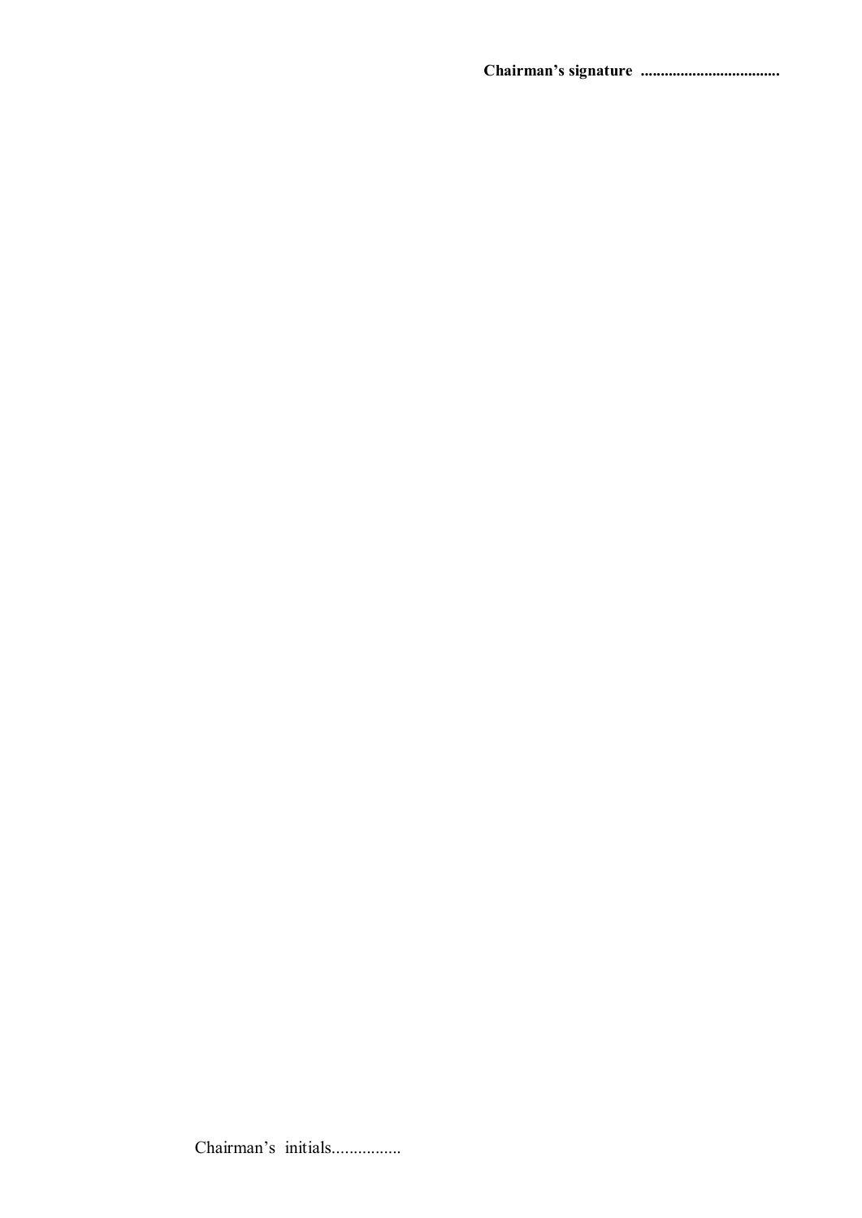**Chairman's signature ..................................**

Chairman's initials................